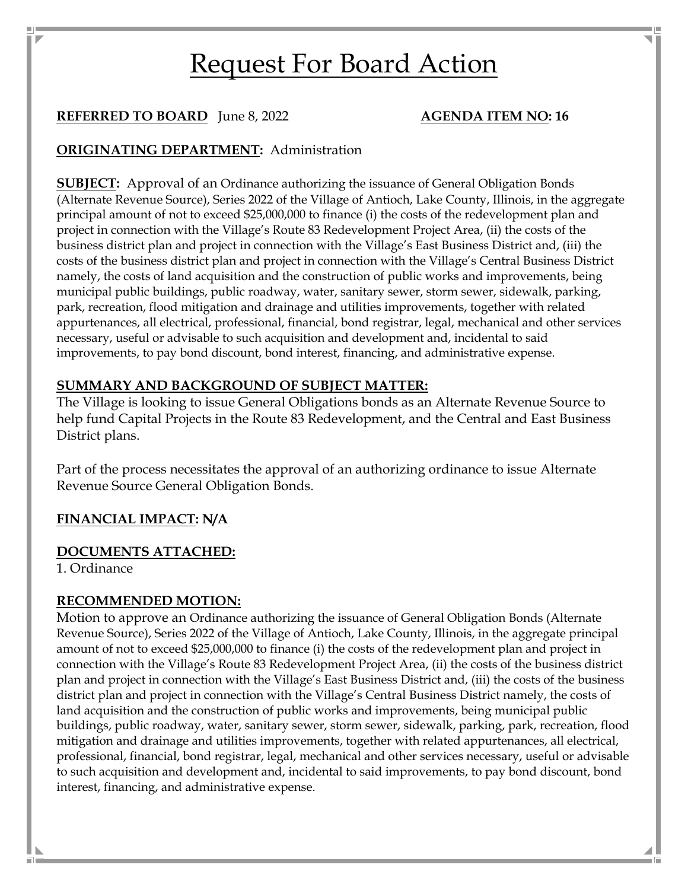# Request For Board Action

**REFERRED TO BOARD** June 8, 2022 **AGENDA ITEM NO: 16**

**ORIGINATING DEPARTMENT:** Administration

**SUBJECT:** Approval of an Ordinance authorizing the issuance of General Obligation Bonds (Alternate Revenue Source), Series 2022 of the Village of Antioch, Lake County, Illinois, in the aggregate principal amount of not to exceed $25,000,000 to finance (i) the costs of the redevelopment plan and project in connection with the Village's Route 83 Redevelopment Project Area, (ii) the costs of the business district plan and project in connection with the Village's East Business District and, (iii) the costs of the business district plan and project in connection with the Village's Central Business District namely, the costs of land acquisition and the construction of public works and improvements, being municipal public buildings, public roadway, water, sanitary sewer, storm sewer, sidewalk, parking, park, recreation, flood mitigation and drainage and utilities improvements, together with related appurtenances, all electrical, professional, financial, bond registrar, legal, mechanical and other services necessary, useful or advisable to such acquisition and development and, incidental to said improvements, to pay bond discount, bond interest, financing, and administrative expense.

**SUMMARY AND BACKGROUND OF SUBJECT MATTER:**

The Village is looking to issue General Obligations bonds as an Alternate Revenue Source to help fund Capital Projects in the Route 83 Redevelopment, and the Central and East Business District plans.

Part of the process necessitates the approval of an authorizing ordinance to issue Alternate Revenue Source General Obligation Bonds.

**FINANCIAL IMPACT: N/A**

**DOCUMENTS ATTACHED:**

1. Ordinance

**RECOMMENDED MOTION:**

Motion to approve an Ordinance authorizing the issuance of General Obligation Bonds (Alternate Revenue Source), Series 2022 of the Village of Antioch, Lake County, Illinois, in the aggregate principal amount of not to exceed $25,000,000 to finance (i) the costs of the redevelopment plan and project in connection with the Village's Route 83 Redevelopment Project Area, (ii) the costs of the business district plan and project in connection with the Village's East Business District and, (iii) the costs of the business district plan and project in connection with the Village's Central Business District namely, the costs of land acquisition and the construction of public works and improvements, being municipal public buildings, public roadway, water, sanitary sewer, storm sewer, sidewalk, parking, park, recreation, flood mitigation and drainage and utilities improvements, together with related appurtenances, all electrical, professional, financial, bond registrar, legal, mechanical and other services necessary, useful or advisable to such acquisition and development and, incidental to said improvements, to pay bond discount, bond interest, financing, and administrative expense.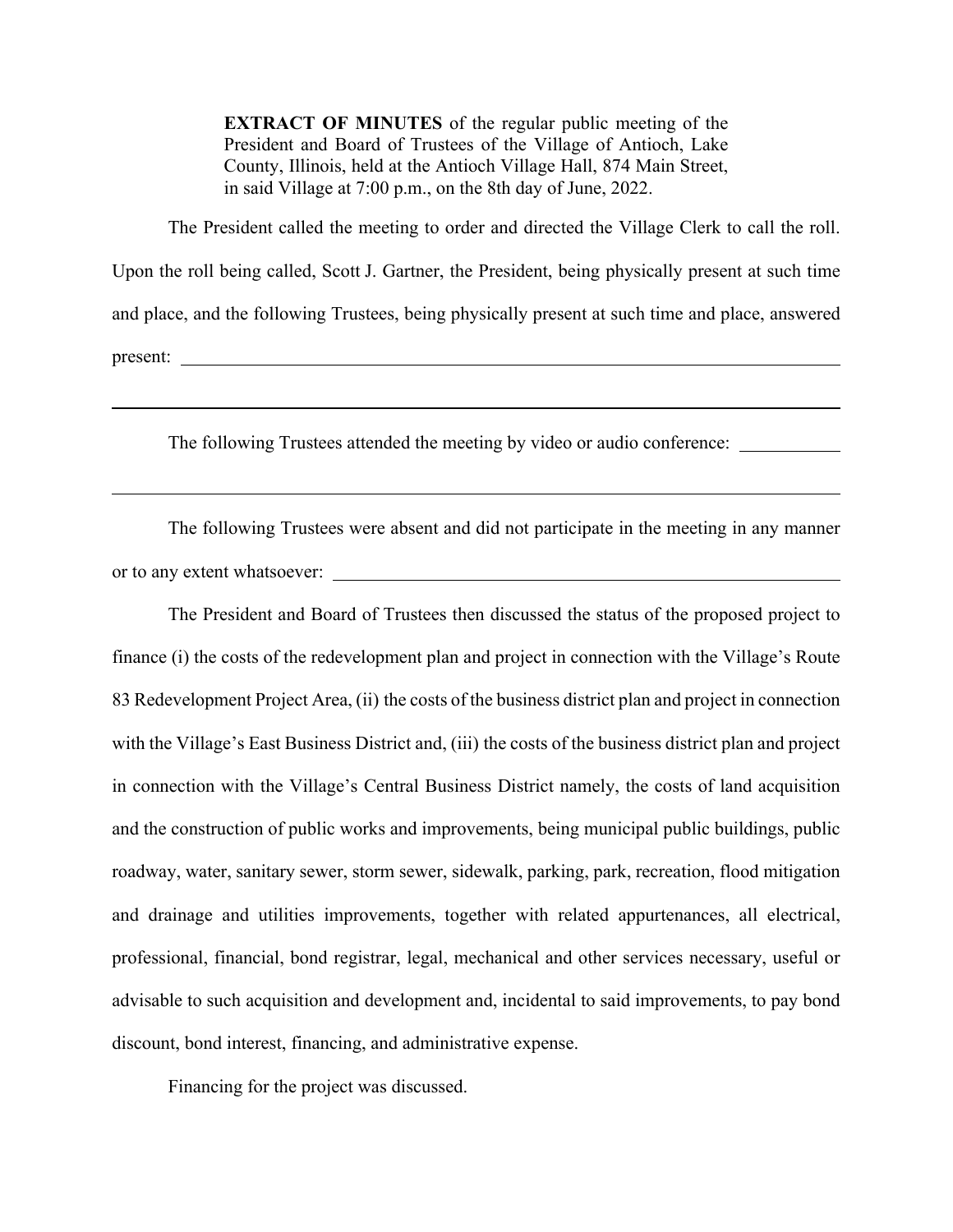**EXTRACT OF MINUTES** of the regular public meeting of the President and Board of Trustees of the Village of Antioch, Lake County, Illinois, held at the Antioch Village Hall, 874 Main Street, in said Village at 7:00 p.m., on the 8th day of June, 2022.

The President called the meeting to order and directed the Village Clerk to call the roll. Upon the roll being called, Scott J. Gartner, the President, being physically present at such time and place, and the following Trustees, being physically present at such time and place, answered present: \_\_\_\_\_\_\_\_\_\_\_\_\_\_\_\_\_\_\_\_\_\_\_\_\_\_\_\_\_\_\_\_\_\_\_\_\_\_\_\_\_\_\_\_\_\_\_\_\_\_\_\_\_\_\_\_\_\_\_\_\_\_\_\_\_\_\_\_\_\_

\_\_\_\_\_\_\_\_\_\_\_\_\_\_\_\_\_\_\_\_\_\_\_\_\_\_\_\_\_\_\_\_\_\_\_\_\_\_\_\_\_\_\_\_\_\_\_\_\_\_\_\_\_\_\_\_\_\_\_\_\_\_\_\_\_\_\_\_\_\_\_\_\_\_\_\_\_\_\_\_\_\_\_\_

The following Trustees attended the meeting by video or audio conference: \_\_\_\_\_\_\_\_\_\_\_

\_\_\_\_\_\_\_\_\_\_\_\_\_\_\_\_\_\_\_\_\_\_\_\_\_\_\_\_\_\_\_\_\_\_\_\_\_\_\_\_\_\_\_\_\_\_\_\_\_\_\_\_\_\_\_\_\_\_\_\_\_\_\_\_\_\_\_\_\_\_\_\_\_\_\_\_\_\_\_\_\_\_\_\_

The following Trustees were absent and did not participate in the meeting in any manner or to any extent whatsoever: \_\_\_\_\_\_\_\_\_\_\_\_\_\_\_\_\_\_\_\_\_\_\_\_\_\_\_\_\_\_\_\_\_\_\_\_\_\_\_\_\_\_\_\_\_\_\_\_\_\_\_\_\_\_\_\_\_\_

The President and Board of Trustees then discussed the status of the proposed project to finance (i) the costs of the redevelopment plan and project in connection with the Village's Route 83 Redevelopment Project Area, (ii) the costs of the business district plan and project in connection with the Village's East Business District and, (iii) the costs of the business district plan and project in connection with the Village's Central Business District namely, the costs of land acquisition and the construction of public works and improvements, being municipal public buildings, public roadway, water, sanitary sewer, storm sewer, sidewalk, parking, park, recreation, flood mitigation and drainage and utilities improvements, together with related appurtenances, all electrical, professional, financial, bond registrar, legal, mechanical and other services necessary, useful or advisable to such acquisition and development and, incidental to said improvements, to pay bond discount, bond interest, financing, and administrative expense.

Financing for the project was discussed.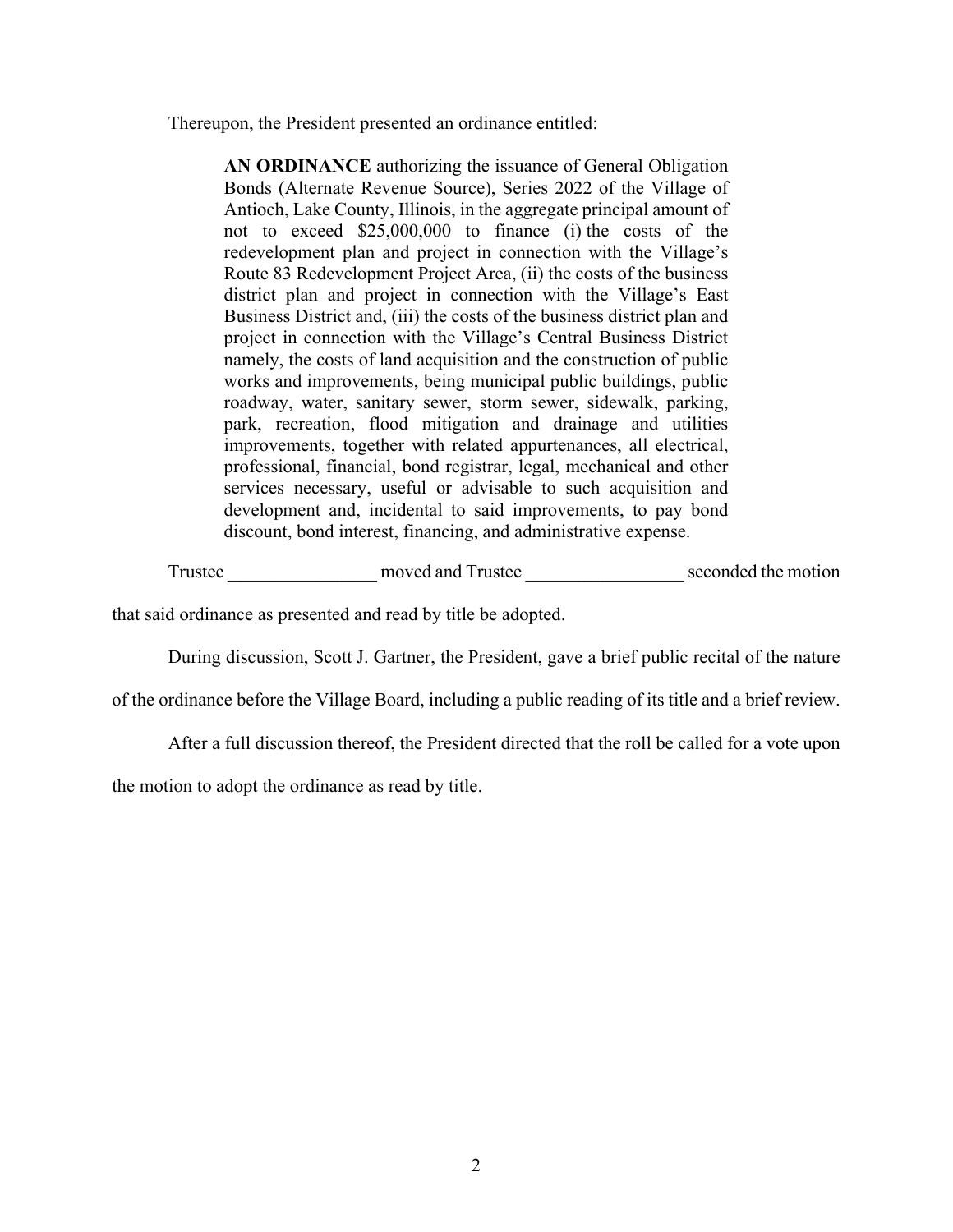Thereupon, the President presented an ordinance entitled:

> **AN ORDINANCE** authorizing the issuance of General Obligation Bonds (Alternate Revenue Source), Series 2022 of the Village of Antioch, Lake County, Illinois, in the aggregate principal amount of not to exceed $25,000,000 to finance (i) the costs of the redevelopment plan and project in connection with the Village's Route 83 Redevelopment Project Area, (ii) the costs of the business district plan and project in connection with the Village's East Business District and, (iii) the costs of the business district plan and project in connection with the Village's Central Business District namely, the costs of land acquisition and the construction of public works and improvements, being municipal public buildings, public roadway, water, sanitary sewer, storm sewer, sidewalk, parking, park, recreation, flood mitigation and drainage and utilities improvements, together with related appurtenances, all electrical, professional, financial, bond registrar, legal, mechanical and other services necessary, useful or advisable to such acquisition and development and, incidental to said improvements, to pay bond discount, bond interest, financing, and administrative expense.

Trustee ________________ moved and Trustee _________________ seconded the motion that said ordinance as presented and read by title be adopted.

During discussion, Scott J. Gartner, the President, gave a brief public recital of the nature of the ordinance before the Village Board, including a public reading of its title and a brief review.

After a full discussion thereof, the President directed that the roll be called for a vote upon the motion to adopt the ordinance as read by title.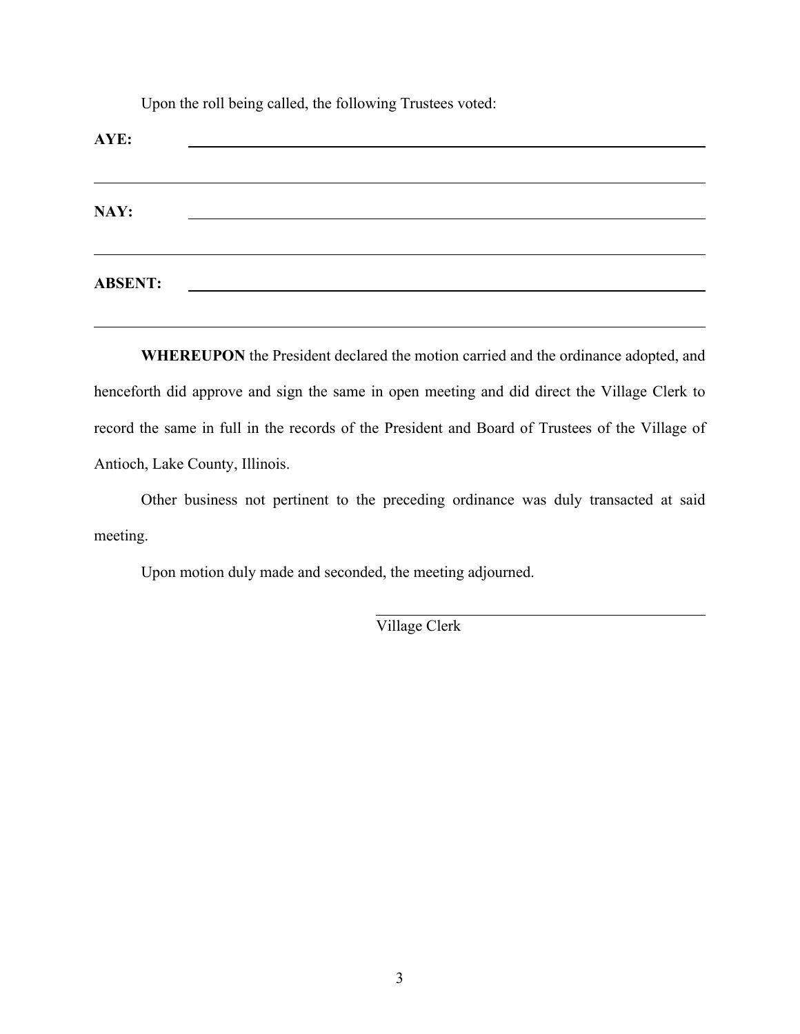Upon the roll being called, the following Trustees voted:

**AYE:** ______________________________________________________________

______________________________________________________________________

**NAY:** ______________________________________________________________

______________________________________________________________________

**ABSENT:** ___________________________________________________________

______________________________________________________________________

**WHEREUPON** the President declared the motion carried and the ordinance adopted, and henceforth did approve and sign the same in open meeting and did direct the Village Clerk to record the same in full in the records of the President and Board of Trustees of the Village of Antioch, Lake County, Illinois.

Other business not pertinent to the preceding ordinance was duly transacted at said meeting.

Upon motion duly made and seconded, the meeting adjourned.

______________________________
Village Clerk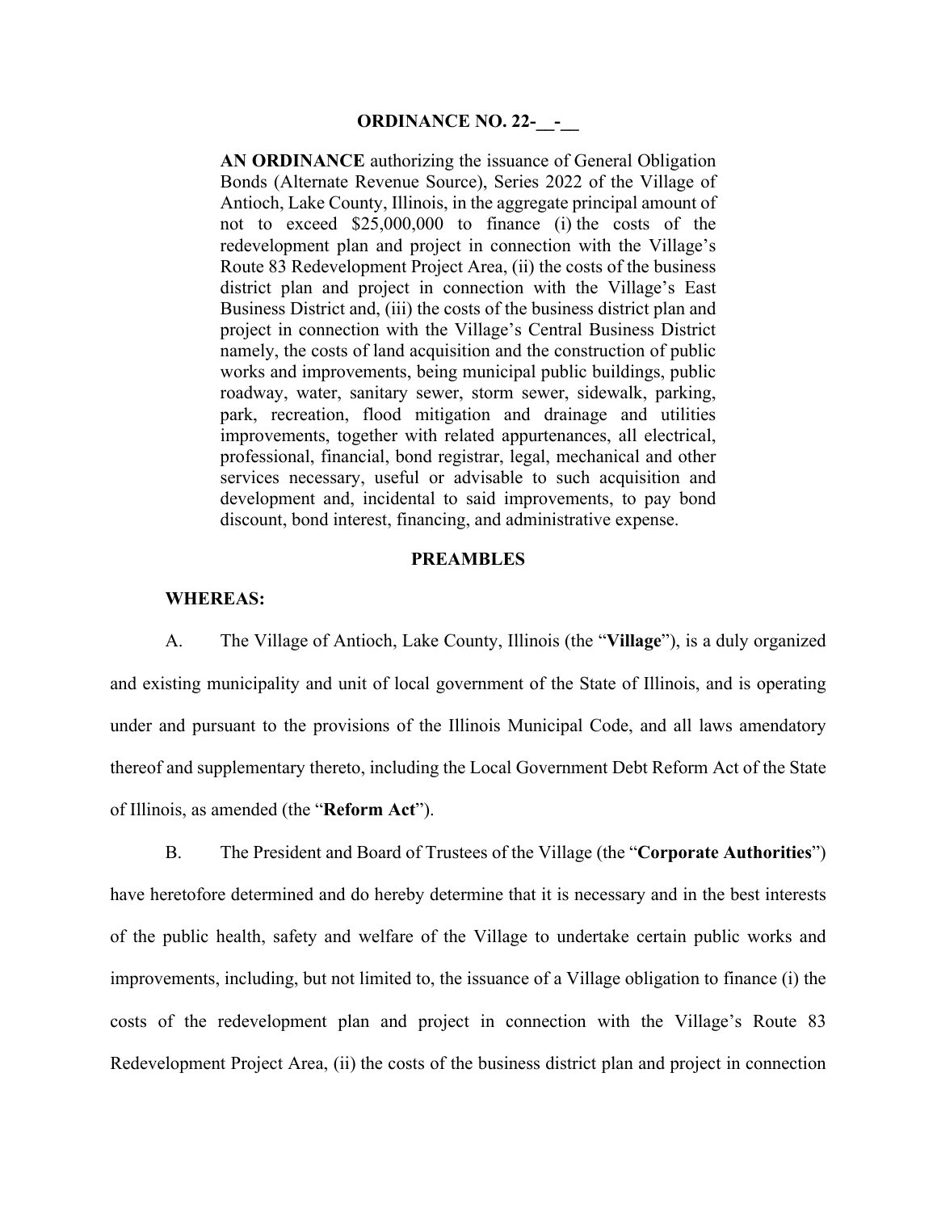## ORDINANCE NO. 22-__-__

**AN ORDINANCE** authorizing the issuance of General Obligation Bonds (Alternate Revenue Source), Series 2022 of the Village of Antioch, Lake County, Illinois, in the aggregate principal amount of not to exceed $25,000,000 to finance (i) the costs of the redevelopment plan and project in connection with the Village's Route 83 Redevelopment Project Area, (ii) the costs of the business district plan and project in connection with the Village's East Business District and, (iii) the costs of the business district plan and project in connection with the Village's Central Business District namely, the costs of land acquisition and the construction of public works and improvements, being municipal public buildings, public roadway, water, sanitary sewer, storm sewer, sidewalk, parking, park, recreation, flood mitigation and drainage and utilities improvements, together with related appurtenances, all electrical, professional, financial, bond registrar, legal, mechanical and other services necessary, useful or advisable to such acquisition and development and, incidental to said improvements, to pay bond discount, bond interest, financing, and administrative expense.

### PREAMBLES

**WHEREAS:**

A. The Village of Antioch, Lake County, Illinois (the "**Village**"), is a duly organized and existing municipality and unit of local government of the State of Illinois, and is operating under and pursuant to the provisions of the Illinois Municipal Code, and all laws amendatory thereof and supplementary thereto, including the Local Government Debt Reform Act of the State of Illinois, as amended (the "**Reform Act**").

B. The President and Board of Trustees of the Village (the "**Corporate Authorities**") have heretofore determined and do hereby determine that it is necessary and in the best interests of the public health, safety and welfare of the Village to undertake certain public works and improvements, including, but not limited to, the issuance of a Village obligation to finance (i) the costs of the redevelopment plan and project in connection with the Village's Route 83 Redevelopment Project Area, (ii) the costs of the business district plan and project in connection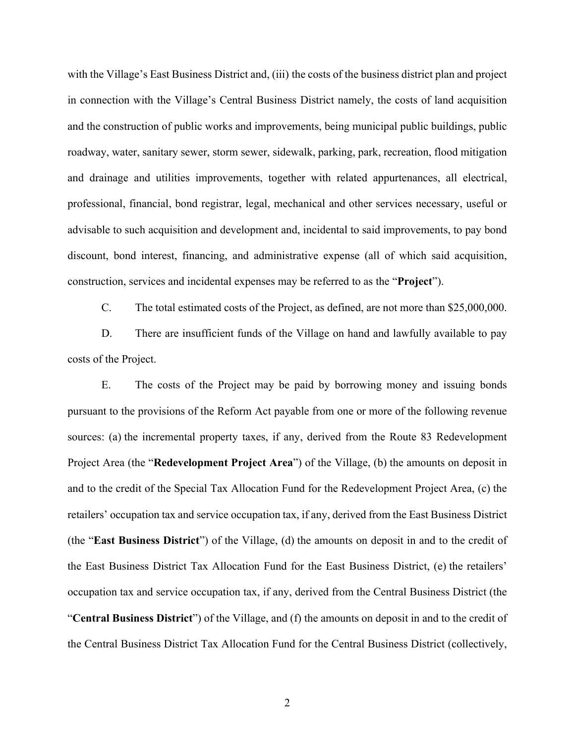with the Village's East Business District and, (iii) the costs of the business district plan and project in connection with the Village's Central Business District namely, the costs of land acquisition and the construction of public works and improvements, being municipal public buildings, public roadway, water, sanitary sewer, storm sewer, sidewalk, parking, park, recreation, flood mitigation and drainage and utilities improvements, together with related appurtenances, all electrical, professional, financial, bond registrar, legal, mechanical and other services necessary, useful or advisable to such acquisition and development and, incidental to said improvements, to pay bond discount, bond interest, financing, and administrative expense (all of which said acquisition, construction, services and incidental expenses may be referred to as the "**Project**").

C. The total estimated costs of the Project, as defined, are not more than $25,000,000.

D. There are insufficient funds of the Village on hand and lawfully available to pay costs of the Project.

E. The costs of the Project may be paid by borrowing money and issuing bonds pursuant to the provisions of the Reform Act payable from one or more of the following revenue sources: (a) the incremental property taxes, if any, derived from the Route 83 Redevelopment Project Area (the "**Redevelopment Project Area**") of the Village, (b) the amounts on deposit in and to the credit of the Special Tax Allocation Fund for the Redevelopment Project Area, (c) the retailers' occupation tax and service occupation tax, if any, derived from the East Business District (the "**East Business District**") of the Village, (d) the amounts on deposit in and to the credit of the East Business District Tax Allocation Fund for the East Business District, (e) the retailers' occupation tax and service occupation tax, if any, derived from the Central Business District (the "**Central Business District**") of the Village, and (f) the amounts on deposit in and to the credit of the Central Business District Tax Allocation Fund for the Central Business District (collectively,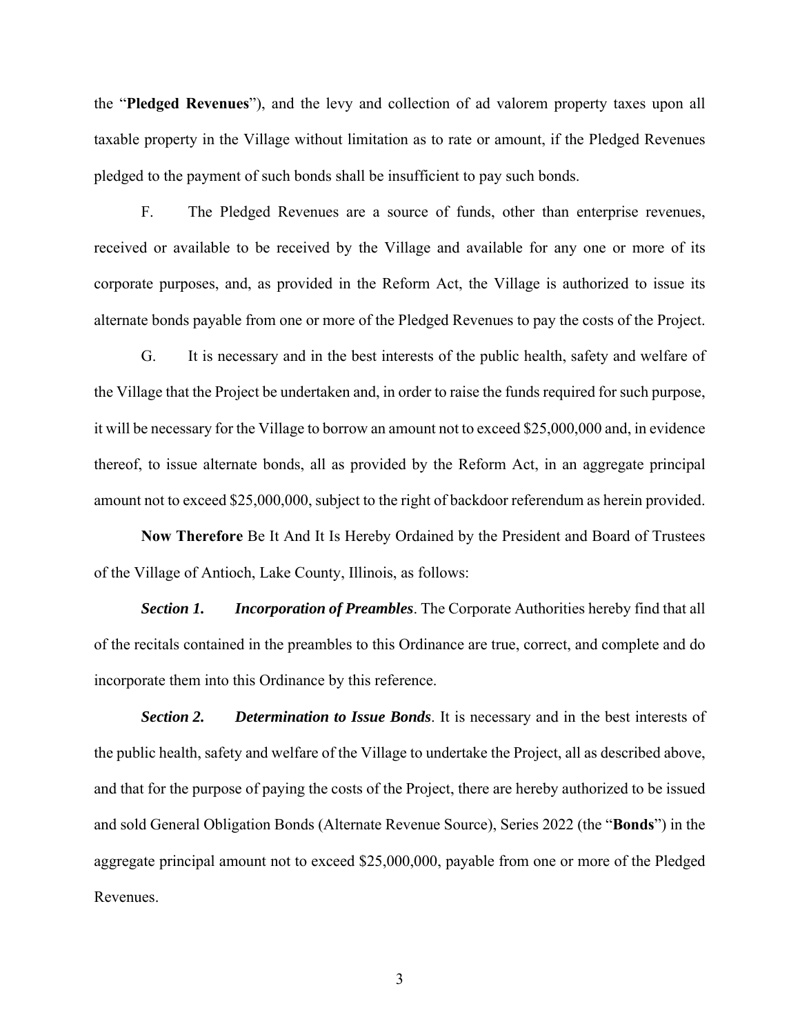the "**Pledged Revenues**"), and the levy and collection of ad valorem property taxes upon all taxable property in the Village without limitation as to rate or amount, if the Pledged Revenues pledged to the payment of such bonds shall be insufficient to pay such bonds.

F. The Pledged Revenues are a source of funds, other than enterprise revenues, received or available to be received by the Village and available for any one or more of its corporate purposes, and, as provided in the Reform Act, the Village is authorized to issue its alternate bonds payable from one or more of the Pledged Revenues to pay the costs of the Project.

G. It is necessary and in the best interests of the public health, safety and welfare of the Village that the Project be undertaken and, in order to raise the funds required for such purpose, it will be necessary for the Village to borrow an amount not to exceed $25,000,000 and, in evidence thereof, to issue alternate bonds, all as provided by the Reform Act, in an aggregate principal amount not to exceed $25,000,000, subject to the right of backdoor referendum as herein provided.

**Now Therefore** Be It And It Is Hereby Ordained by the President and Board of Trustees of the Village of Antioch, Lake County, Illinois, as follows:

***Section 1. Incorporation of Preambles***. The Corporate Authorities hereby find that all of the recitals contained in the preambles to this Ordinance are true, correct, and complete and do incorporate them into this Ordinance by this reference.

***Section 2. Determination to Issue Bonds***. It is necessary and in the best interests of the public health, safety and welfare of the Village to undertake the Project, all as described above, and that for the purpose of paying the costs of the Project, there are hereby authorized to be issued and sold General Obligation Bonds (Alternate Revenue Source), Series 2022 (the "**Bonds**") in the aggregate principal amount not to exceed $25,000,000, payable from one or more of the Pledged Revenues.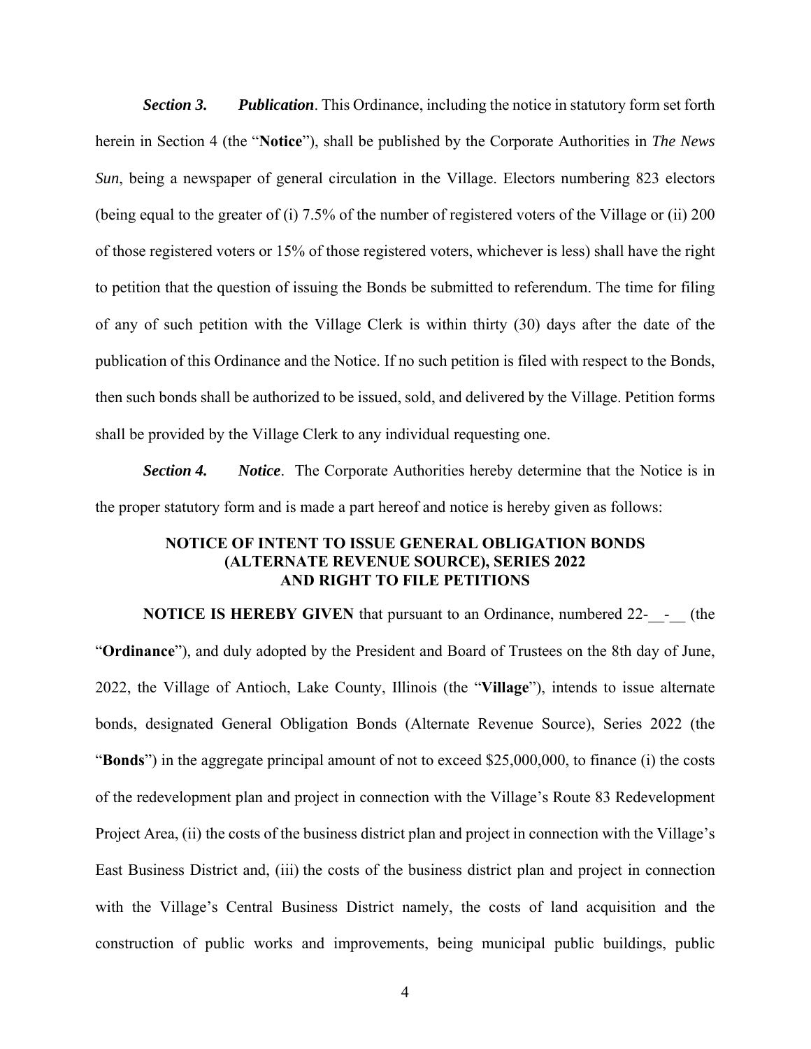***Section 3.*** ***Publication***. This Ordinance, including the notice in statutory form set forth herein in Section 4 (the "**Notice**"), shall be published by the Corporate Authorities in *The News Sun*, being a newspaper of general circulation in the Village. Electors numbering 823 electors (being equal to the greater of (i) 7.5% of the number of registered voters of the Village or (ii) 200 of those registered voters or 15% of those registered voters, whichever is less) shall have the right to petition that the question of issuing the Bonds be submitted to referendum. The time for filing of any of such petition with the Village Clerk is within thirty (30) days after the date of the publication of this Ordinance and the Notice. If no such petition is filed with respect to the Bonds, then such bonds shall be authorized to be issued, sold, and delivered by the Village. Petition forms shall be provided by the Village Clerk to any individual requesting one.

***Section 4.*** ***Notice***. The Corporate Authorities hereby determine that the Notice is in the proper statutory form and is made a part hereof and notice is hereby given as follows:

**NOTICE OF INTENT TO ISSUE GENERAL OBLIGATION BONDS (ALTERNATE REVENUE SOURCE), SERIES 2022 AND RIGHT TO FILE PETITIONS**

**NOTICE IS HEREBY GIVEN** that pursuant to an Ordinance, numbered 22-__-__ (the "**Ordinance**"), and duly adopted by the President and Board of Trustees on the 8th day of June, 2022, the Village of Antioch, Lake County, Illinois (the "**Village**"), intends to issue alternate bonds, designated General Obligation Bonds (Alternate Revenue Source), Series 2022 (the "**Bonds**") in the aggregate principal amount of not to exceed $25,000,000, to finance (i) the costs of the redevelopment plan and project in connection with the Village's Route 83 Redevelopment Project Area, (ii) the costs of the business district plan and project in connection with the Village's East Business District and, (iii) the costs of the business district plan and project in connection with the Village's Central Business District namely, the costs of land acquisition and the construction of public works and improvements, being municipal public buildings, public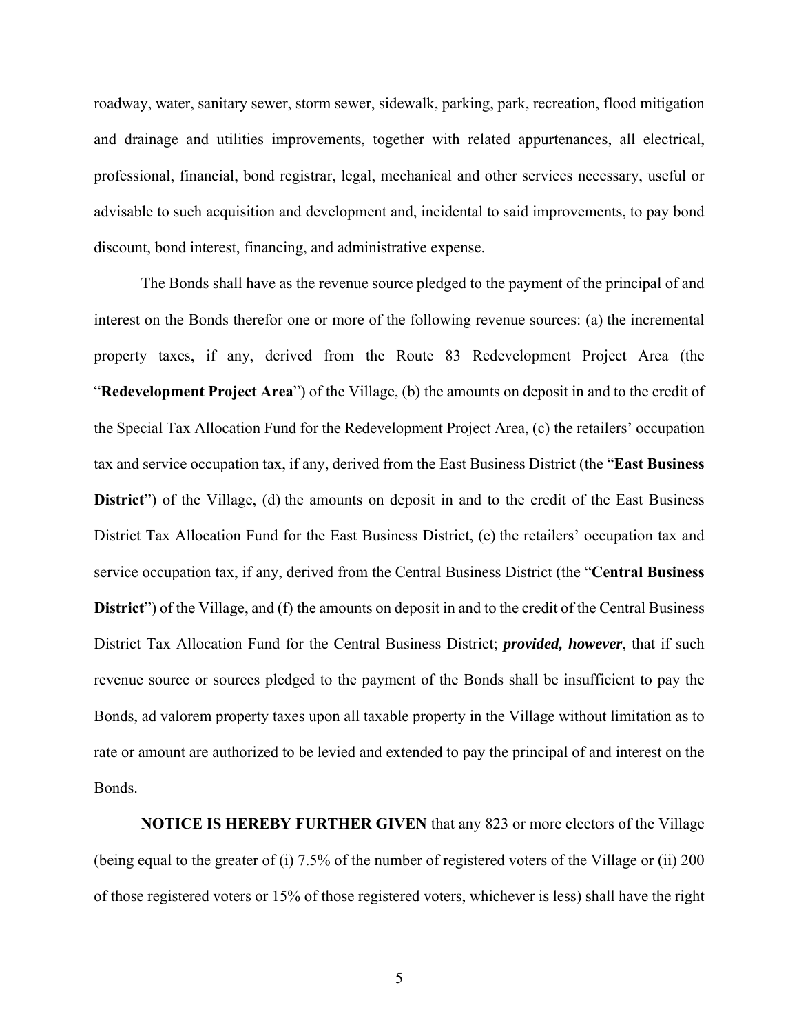roadway, water, sanitary sewer, storm sewer, sidewalk, parking, park, recreation, flood mitigation and drainage and utilities improvements, together with related appurtenances, all electrical, professional, financial, bond registrar, legal, mechanical and other services necessary, useful or advisable to such acquisition and development and, incidental to said improvements, to pay bond discount, bond interest, financing, and administrative expense.

The Bonds shall have as the revenue source pledged to the payment of the principal of and interest on the Bonds therefor one or more of the following revenue sources: (a) the incremental property taxes, if any, derived from the Route 83 Redevelopment Project Area (the "**Redevelopment Project Area**") of the Village, (b) the amounts on deposit in and to the credit of the Special Tax Allocation Fund for the Redevelopment Project Area, (c) the retailers' occupation tax and service occupation tax, if any, derived from the East Business District (the "**East Business District**") of the Village, (d) the amounts on deposit in and to the credit of the East Business District Tax Allocation Fund for the East Business District, (e) the retailers' occupation tax and service occupation tax, if any, derived from the Central Business District (the "**Central Business District**") of the Village, and (f) the amounts on deposit in and to the credit of the Central Business District Tax Allocation Fund for the Central Business District; ***provided, however***, that if such revenue source or sources pledged to the payment of the Bonds shall be insufficient to pay the Bonds, ad valorem property taxes upon all taxable property in the Village without limitation as to rate or amount are authorized to be levied and extended to pay the principal of and interest on the Bonds.

**NOTICE IS HEREBY FURTHER GIVEN** that any 823 or more electors of the Village (being equal to the greater of (i) 7.5% of the number of registered voters of the Village or (ii) 200 of those registered voters or 15% of those registered voters, whichever is less) shall have the right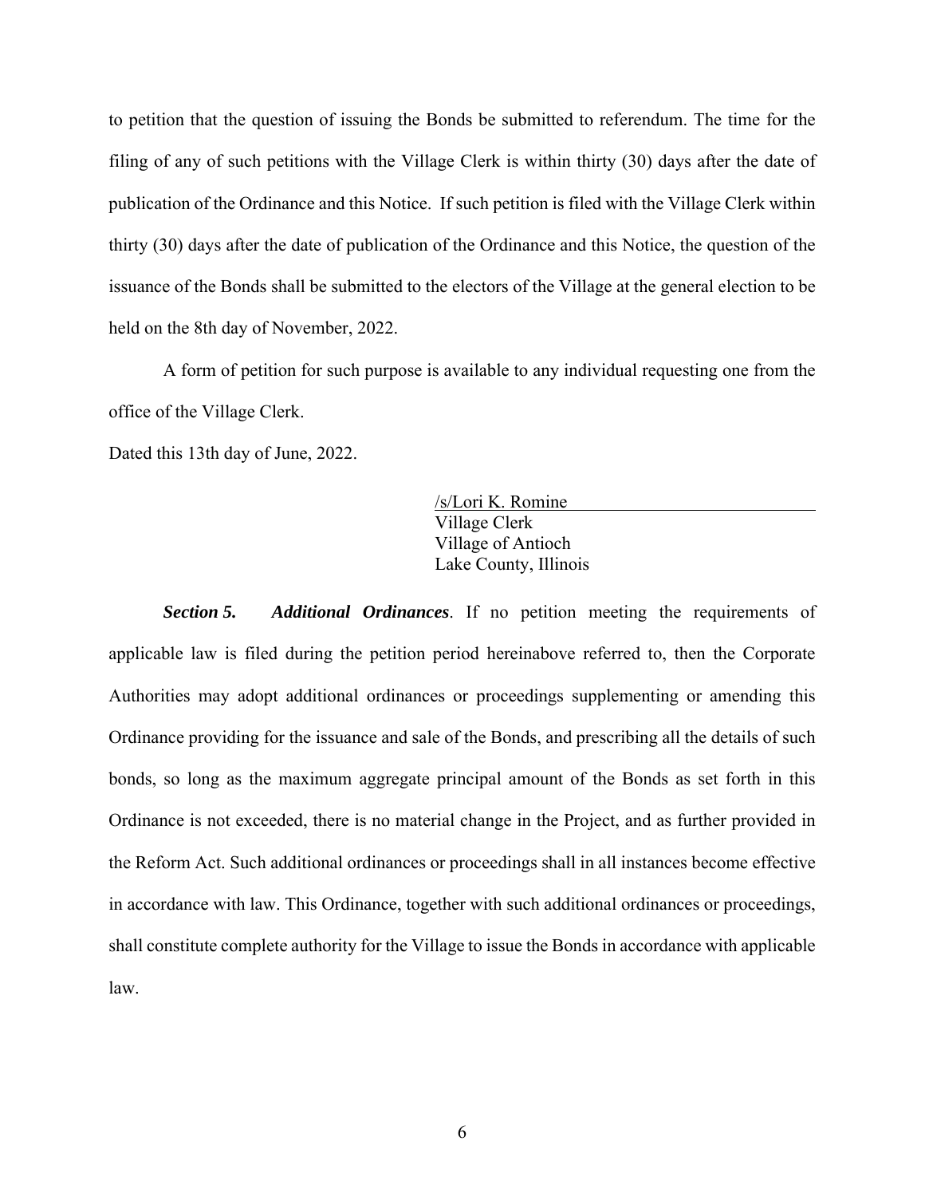to petition that the question of issuing the Bonds be submitted to referendum. The time for the filing of any of such petitions with the Village Clerk is within thirty (30) days after the date of publication of the Ordinance and this Notice. If such petition is filed with the Village Clerk within thirty (30) days after the date of publication of the Ordinance and this Notice, the question of the issuance of the Bonds shall be submitted to the electors of the Village at the general election to be held on the 8th day of November, 2022.

A form of petition for such purpose is available to any individual requesting one from the office of the Village Clerk.

Dated this 13th day of June, 2022.

/s/Lori K. Romine  
Village Clerk  
Village of Antioch  
Lake County, Illinois

***Section 5. Additional Ordinances***. If no petition meeting the requirements of applicable law is filed during the petition period hereinabove referred to, then the Corporate Authorities may adopt additional ordinances or proceedings supplementing or amending this Ordinance providing for the issuance and sale of the Bonds, and prescribing all the details of such bonds, so long as the maximum aggregate principal amount of the Bonds as set forth in this Ordinance is not exceeded, there is no material change in the Project, and as further provided in the Reform Act. Such additional ordinances or proceedings shall in all instances become effective in accordance with law. This Ordinance, together with such additional ordinances or proceedings, shall constitute complete authority for the Village to issue the Bonds in accordance with applicable law.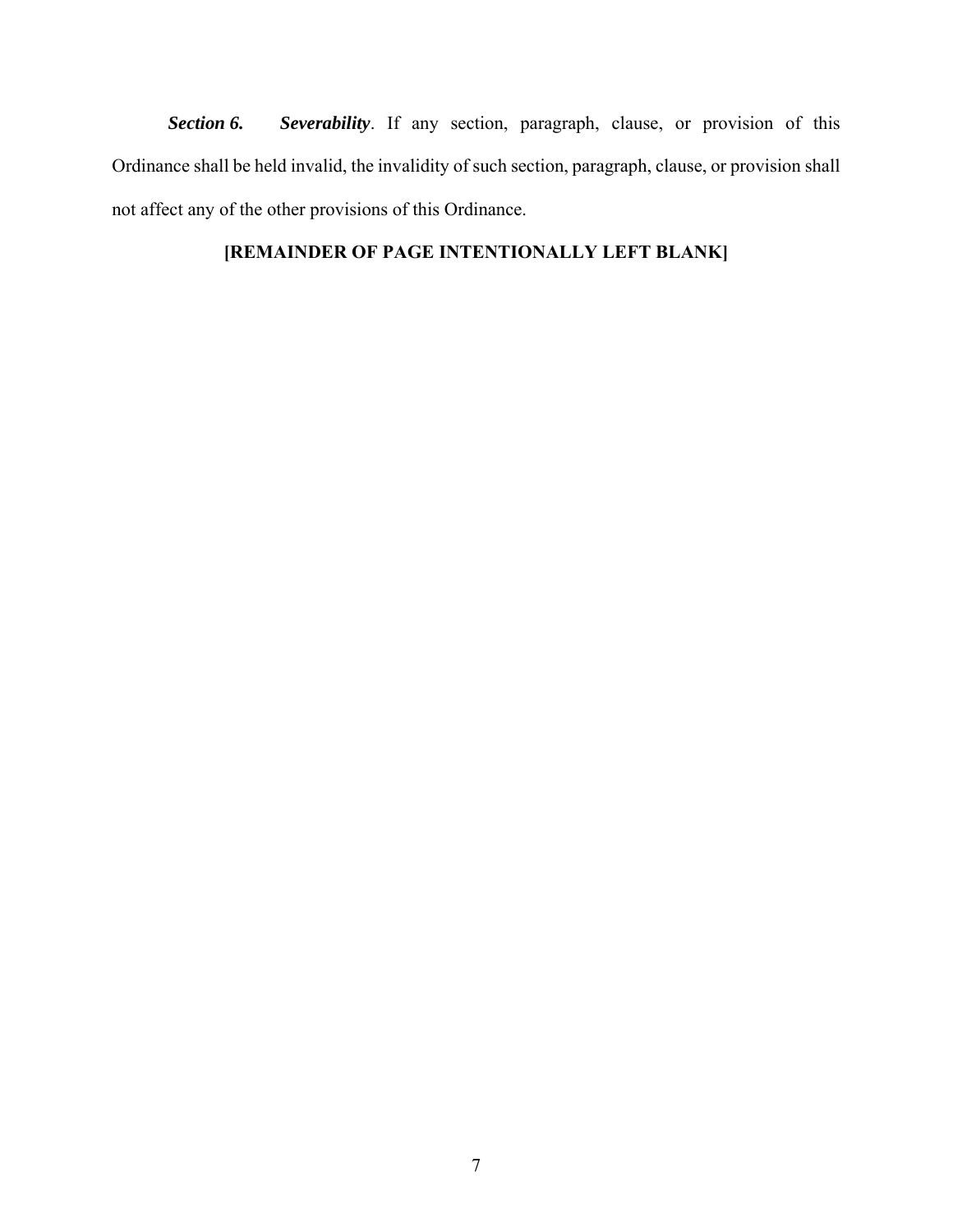***Section 6.*** ***Severability***. If any section, paragraph, clause, or provision of this Ordinance shall be held invalid, the invalidity of such section, paragraph, clause, or provision shall not affect any of the other provisions of this Ordinance.

**[REMAINDER OF PAGE INTENTIONALLY LEFT BLANK]**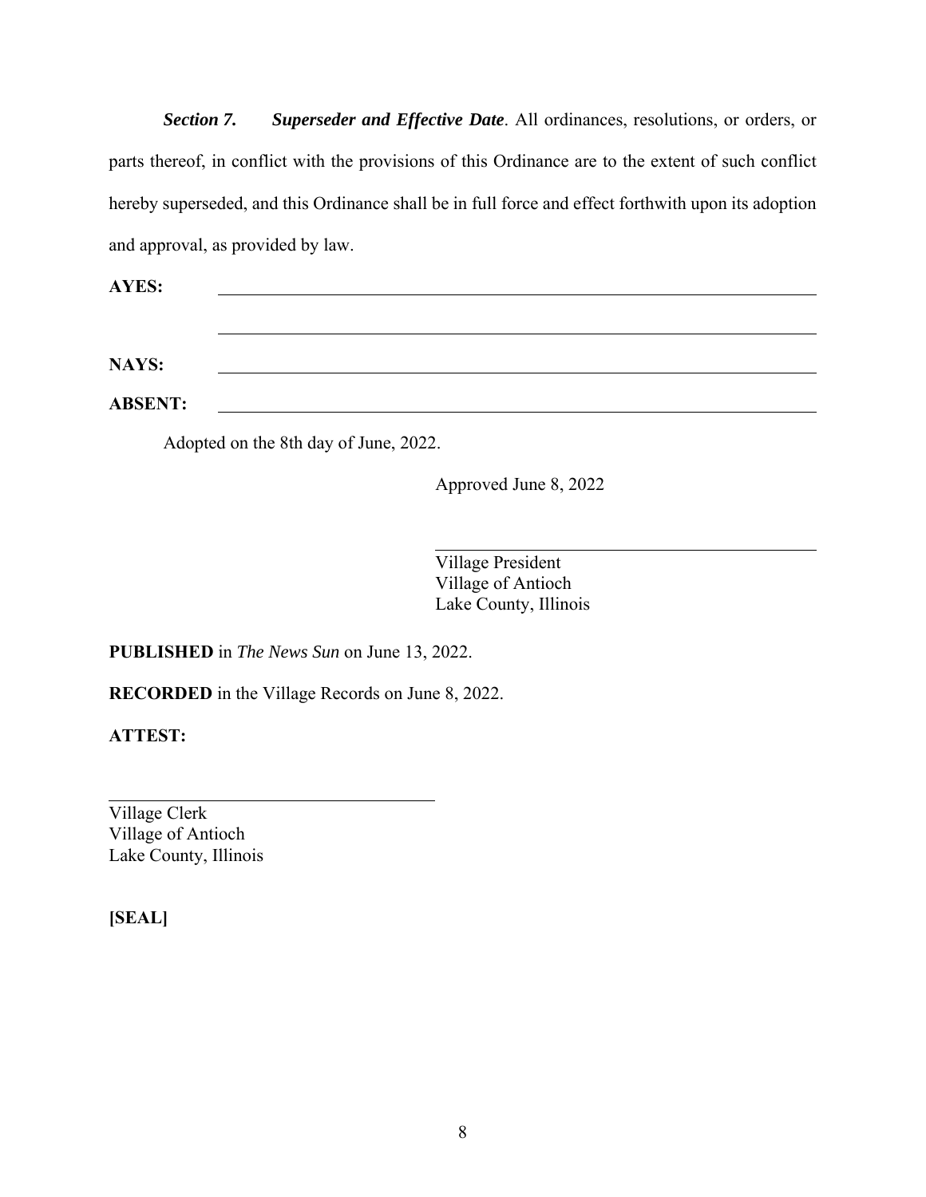***Section 7. Superseder and Effective Date***. All ordinances, resolutions, or orders, or parts thereof, in conflict with the provisions of this Ordinance are to the extent of such conflict hereby superseded, and this Ordinance shall be in full force and effect forthwith upon its adoption and approval, as provided by law.

**AYES:** ______________________________________________

______________________________________________

**NAYS:** ______________________________________________

**ABSENT:** ______________________________________________

Adopted on the 8th day of June, 2022.

Approved June 8, 2022

______________________________________________
Village President
Village of Antioch
Lake County, Illinois

**PUBLISHED** in *The News Sun* on June 13, 2022.

**RECORDED** in the Village Records on June 8, 2022.

**ATTEST:**

______________________________________________
Village Clerk
Village of Antioch
Lake County, Illinois

**[SEAL]**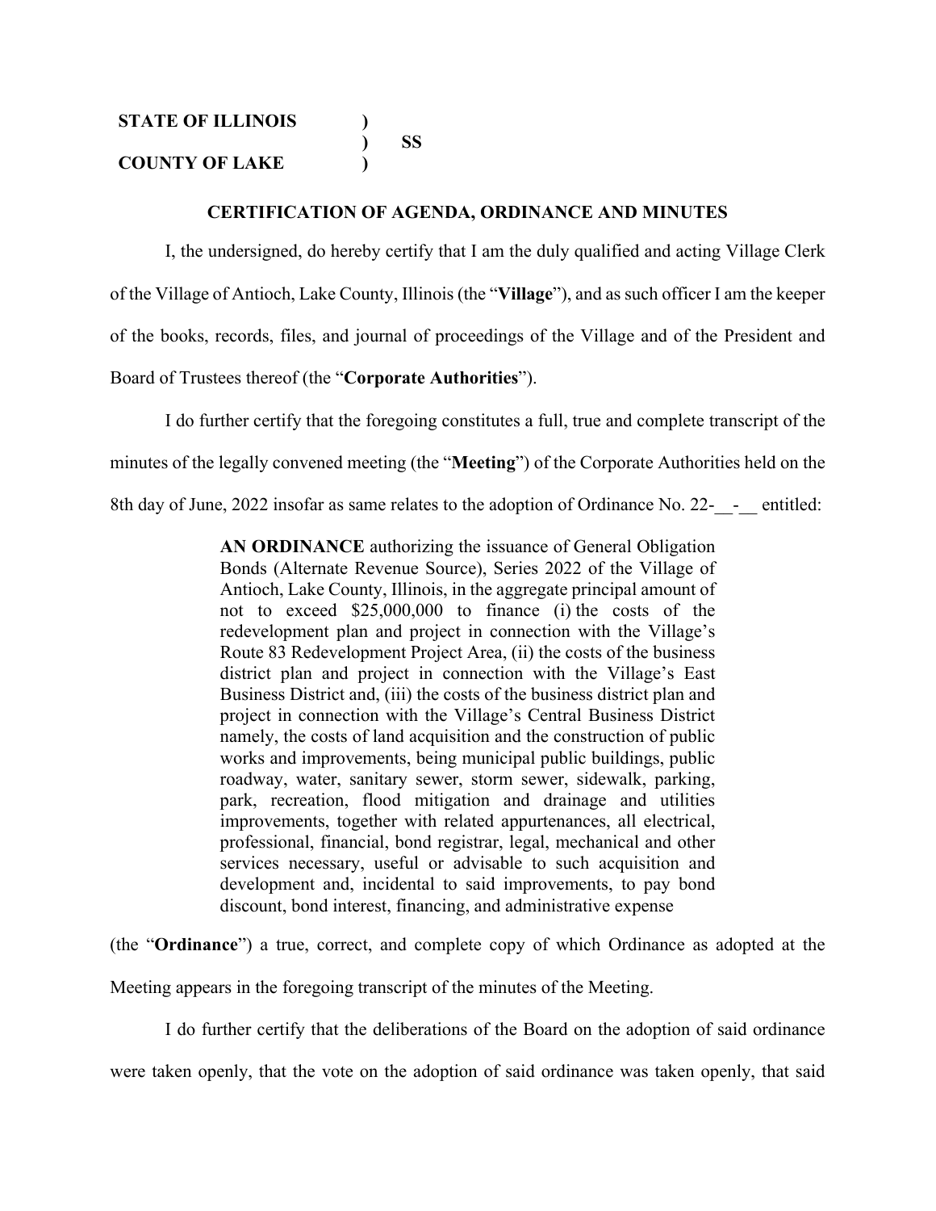**STATE OF ILLINOIS )**
**) SS**
**COUNTY OF LAKE )**

**CERTIFICATION OF AGENDA, ORDINANCE AND MINUTES**

I, the undersigned, do hereby certify that I am the duly qualified and acting Village Clerk of the Village of Antioch, Lake County, Illinois (the "**Village**"), and as such officer I am the keeper of the books, records, files, and journal of proceedings of the Village and of the President and Board of Trustees thereof (the "**Corporate Authorities**").

I do further certify that the foregoing constitutes a full, true and complete transcript of the minutes of the legally convened meeting (the "**Meeting**") of the Corporate Authorities held on the 8th day of June, 2022 insofar as same relates to the adoption of Ordinance No. 22-__-__ entitled:

> **AN ORDINANCE** authorizing the issuance of General Obligation Bonds (Alternate Revenue Source), Series 2022 of the Village of Antioch, Lake County, Illinois, in the aggregate principal amount of not to exceed $25,000,000 to finance (i) the costs of the redevelopment plan and project in connection with the Village's Route 83 Redevelopment Project Area, (ii) the costs of the business district plan and project in connection with the Village's East Business District and, (iii) the costs of the business district plan and project in connection with the Village's Central Business District namely, the costs of land acquisition and the construction of public works and improvements, being municipal public buildings, public roadway, water, sanitary sewer, storm sewer, sidewalk, parking, park, recreation, flood mitigation and drainage and utilities improvements, together with related appurtenances, all electrical, professional, financial, bond registrar, legal, mechanical and other services necessary, useful or advisable to such acquisition and development and, incidental to said improvements, to pay bond discount, bond interest, financing, and administrative expense

(the "**Ordinance**") a true, correct, and complete copy of which Ordinance as adopted at the Meeting appears in the foregoing transcript of the minutes of the Meeting.

I do further certify that the deliberations of the Board on the adoption of said ordinance were taken openly, that the vote on the adoption of said ordinance was taken openly, that said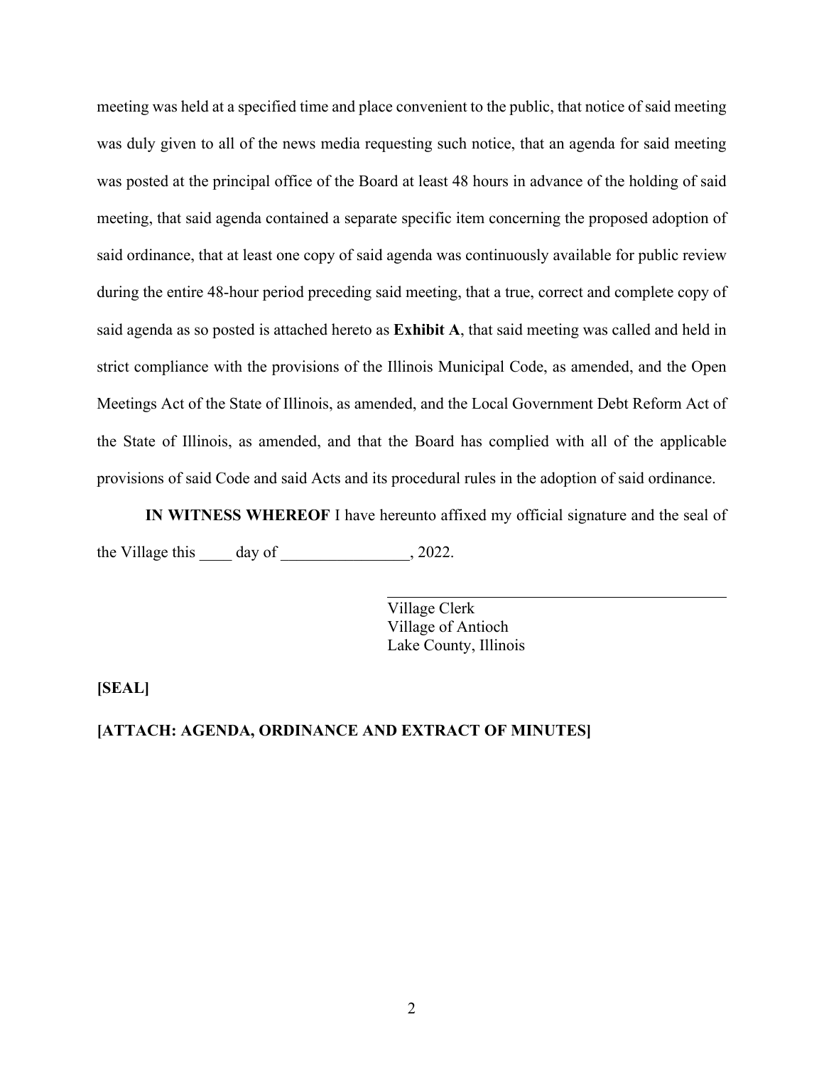meeting was held at a specified time and place convenient to the public, that notice of said meeting was duly given to all of the news media requesting such notice, that an agenda for said meeting was posted at the principal office of the Board at least 48 hours in advance of the holding of said meeting, that said agenda contained a separate specific item concerning the proposed adoption of said ordinance, that at least one copy of said agenda was continuously available for public review during the entire 48-hour period preceding said meeting, that a true, correct and complete copy of said agenda as so posted is attached hereto as **Exhibit A**, that said meeting was called and held in strict compliance with the provisions of the Illinois Municipal Code, as amended, and the Open Meetings Act of the State of Illinois, as amended, and the Local Government Debt Reform Act of the State of Illinois, as amended, and that the Board has complied with all of the applicable provisions of said Code and said Acts and its procedural rules in the adoption of said ordinance.

**IN WITNESS WHEREOF** I have hereunto affixed my official signature and the seal of the Village this ____ day of ________________, 2022.

_________________________________________
Village Clerk
Village of Antioch
Lake County, Illinois

**[SEAL]**

**[ATTACH: AGENDA, ORDINANCE AND EXTRACT OF MINUTES]**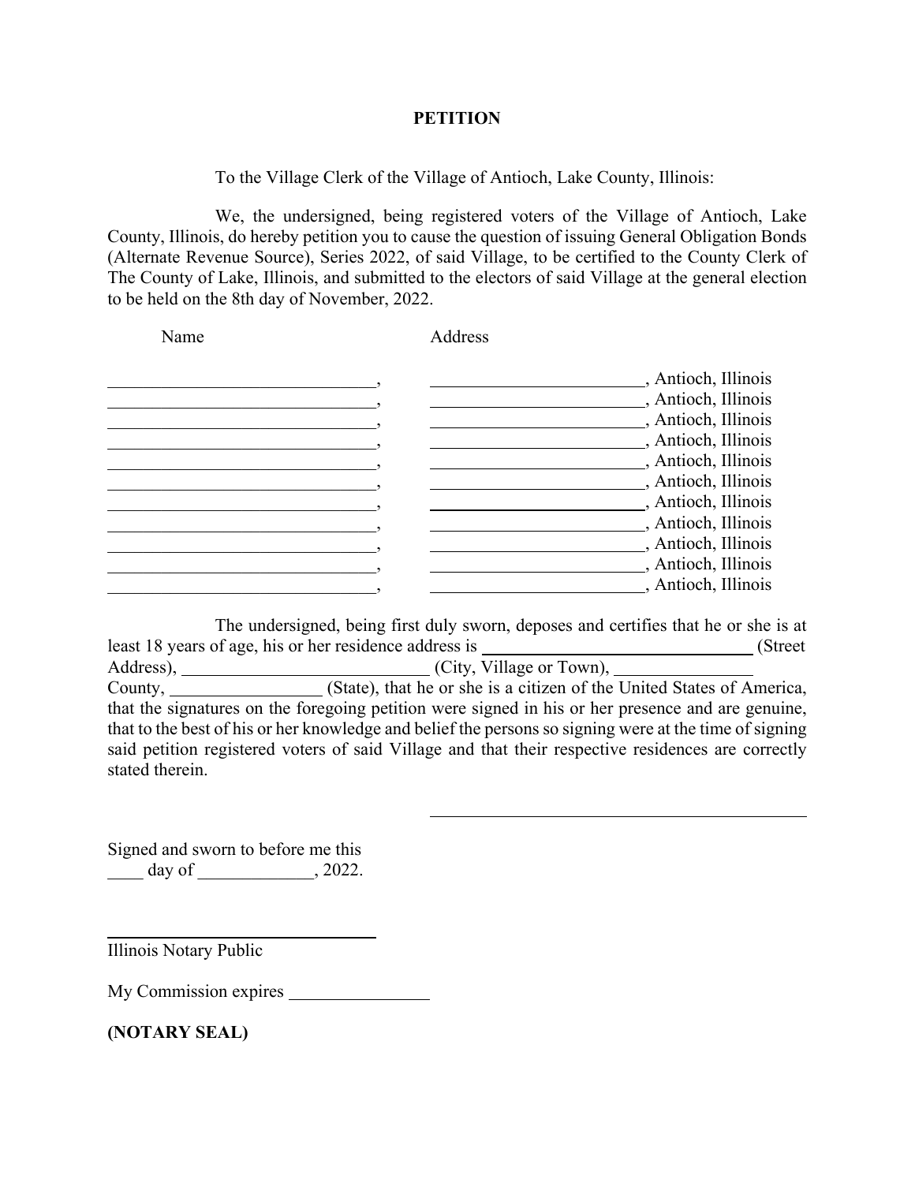**PETITION**

To the Village Clerk of the Village of Antioch, Lake County, Illinois:

We, the undersigned, being registered voters of the Village of Antioch, Lake County, Illinois, do hereby petition you to cause the question of issuing General Obligation Bonds (Alternate Revenue Source), Series 2022, of said Village, to be certified to the County Clerk of The County of Lake, Illinois, and submitted to the electors of said Village at the general election to be held on the 8th day of November, 2022.

| Name | Address |
|---|---|
| ______________________________, | ________________________, Antioch, Illinois |
| ______________________________, | ________________________, Antioch, Illinois |
| ______________________________, | ________________________, Antioch, Illinois |
| ______________________________, | ________________________, Antioch, Illinois |
| ______________________________, | ________________________, Antioch, Illinois |
| ______________________________, | ________________________, Antioch, Illinois |
| ______________________________, | ________________________, Antioch, Illinois |
| ______________________________, | ________________________, Antioch, Illinois |
| ______________________________, | ________________________, Antioch, Illinois |
| ______________________________, | ________________________, Antioch, Illinois |
| ______________________________, | ________________________, Antioch, Illinois |

The undersigned, being first duly sworn, deposes and certifies that he or she is at least 18 years of age, his or her residence address is ____________________________ (Street Address), ___________________________ (City, Village or Town), _______________ County, _________________ (State), that he or she is a citizen of the United States of America, that the signatures on the foregoing petition were signed in his or her presence and are genuine, that to the best of his or her knowledge and belief the persons so signing were at the time of signing said petition registered voters of said Village and that their respective residences are correctly stated therein.

________________________________________

Signed and sworn to before me this
____ day of _____________, 2022.

______________________________
Illinois Notary Public

My Commission expires ________________

**(NOTARY SEAL)**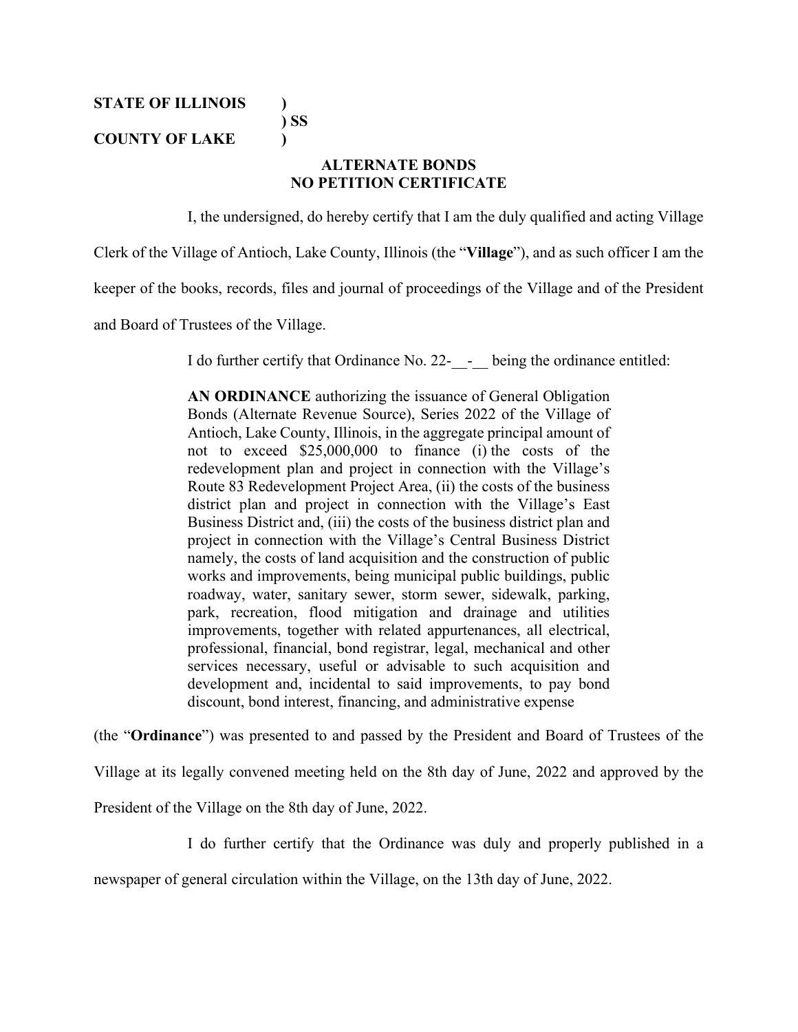**STATE OF ILLINOIS )**
**) SS**
**COUNTY OF LAKE )**

**ALTERNATE BONDS**
**NO PETITION CERTIFICATE**

I, the undersigned, do hereby certify that I am the duly qualified and acting Village Clerk of the Village of Antioch, Lake County, Illinois (the "**Village**"), and as such officer I am the keeper of the books, records, files and journal of proceedings of the Village and of the President and Board of Trustees of the Village.

I do further certify that Ordinance No. 22-__-__ being the ordinance entitled:

> **AN ORDINANCE** authorizing the issuance of General Obligation Bonds (Alternate Revenue Source), Series 2022 of the Village of Antioch, Lake County, Illinois, in the aggregate principal amount of not to exceed $25,000,000 to finance (i) the costs of the redevelopment plan and project in connection with the Village's Route 83 Redevelopment Project Area, (ii) the costs of the business district plan and project in connection with the Village's East Business District and, (iii) the costs of the business district plan and project in connection with the Village's Central Business District namely, the costs of land acquisition and the construction of public works and improvements, being municipal public buildings, public roadway, water, sanitary sewer, storm sewer, sidewalk, parking, park, recreation, flood mitigation and drainage and utilities improvements, together with related appurtenances, all electrical, professional, financial, bond registrar, legal, mechanical and other services necessary, useful or advisable to such acquisition and development and, incidental to said improvements, to pay bond discount, bond interest, financing, and administrative expense

(the "**Ordinance**") was presented to and passed by the President and Board of Trustees of the Village at its legally convened meeting held on the 8th day of June, 2022 and approved by the President of the Village on the 8th day of June, 2022.

I do further certify that the Ordinance was duly and properly published in a newspaper of general circulation within the Village, on the 13th day of June, 2022.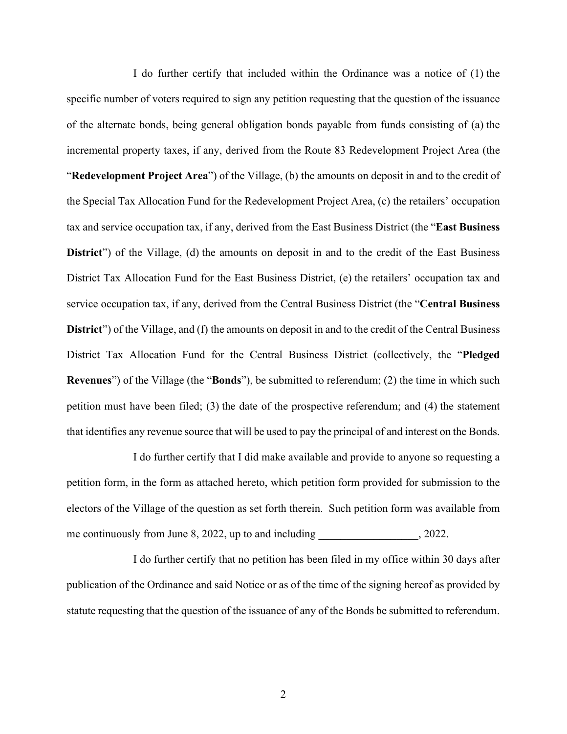I do further certify that included within the Ordinance was a notice of (1) the specific number of voters required to sign any petition requesting that the question of the issuance of the alternate bonds, being general obligation bonds payable from funds consisting of (a) the incremental property taxes, if any, derived from the Route 83 Redevelopment Project Area (the "**Redevelopment Project Area**") of the Village, (b) the amounts on deposit in and to the credit of the Special Tax Allocation Fund for the Redevelopment Project Area, (c) the retailers' occupation tax and service occupation tax, if any, derived from the East Business District (the "**East Business District**") of the Village, (d) the amounts on deposit in and to the credit of the East Business District Tax Allocation Fund for the East Business District, (e) the retailers' occupation tax and service occupation tax, if any, derived from the Central Business District (the "**Central Business District**") of the Village, and (f) the amounts on deposit in and to the credit of the Central Business District Tax Allocation Fund for the Central Business District (collectively, the "**Pledged Revenues**") of the Village (the "**Bonds**"), be submitted to referendum; (2) the time in which such petition must have been filed; (3) the date of the prospective referendum; and (4) the statement that identifies any revenue source that will be used to pay the principal of and interest on the Bonds.

I do further certify that I did make available and provide to anyone so requesting a petition form, in the form as attached hereto, which petition form provided for submission to the electors of the Village of the question as set forth therein. Such petition form was available from me continuously from June 8, 2022, up to and including __________________, 2022.

I do further certify that no petition has been filed in my office within 30 days after publication of the Ordinance and said Notice or as of the time of the signing hereof as provided by statute requesting that the question of the issuance of any of the Bonds be submitted to referendum.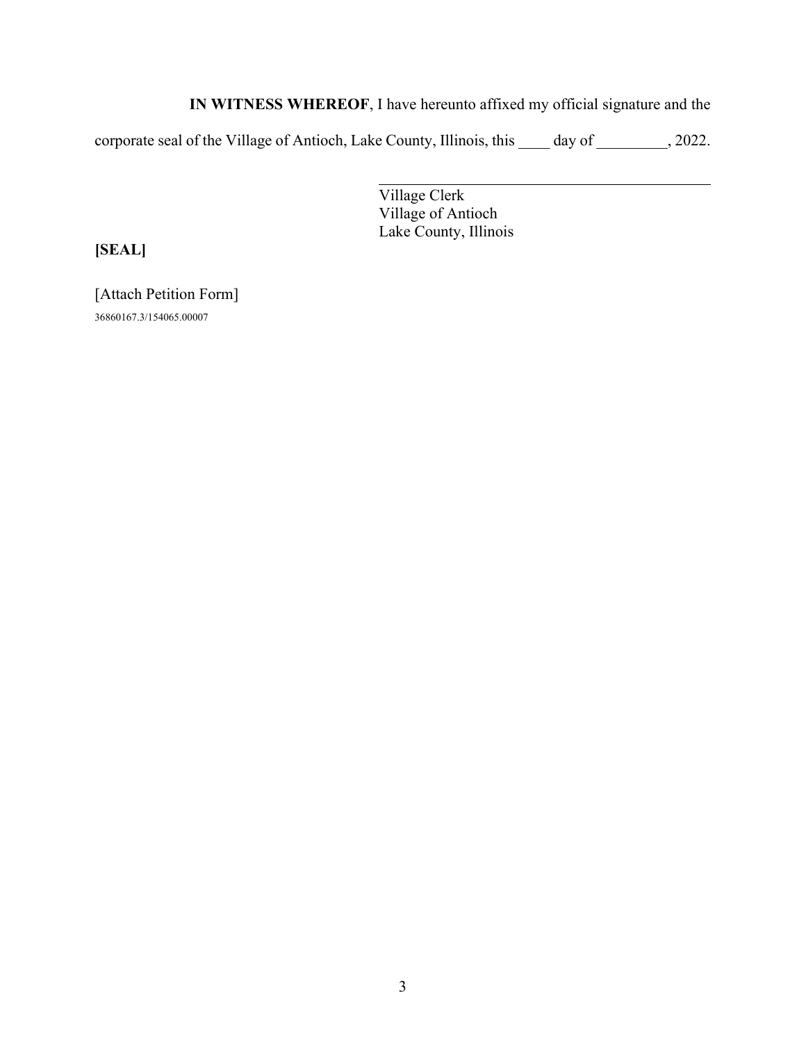**IN WITNESS WHEREOF**, I have hereunto affixed my official signature and the corporate seal of the Village of Antioch, Lake County, Illinois, this ____ day of _________, 2022.

\_\_\_\_\_\_\_\_\_\_\_\_\_\_\_\_\_\_\_\_\_\_\_\_\_\_\_\_\_\_\_\_\_\_\_\_\_\_\_\_\_\_\_\_
Village Clerk
Village of Antioch
Lake County, Illinois

**[SEAL]**

[Attach Petition Form]

36860167.3/154065.00007